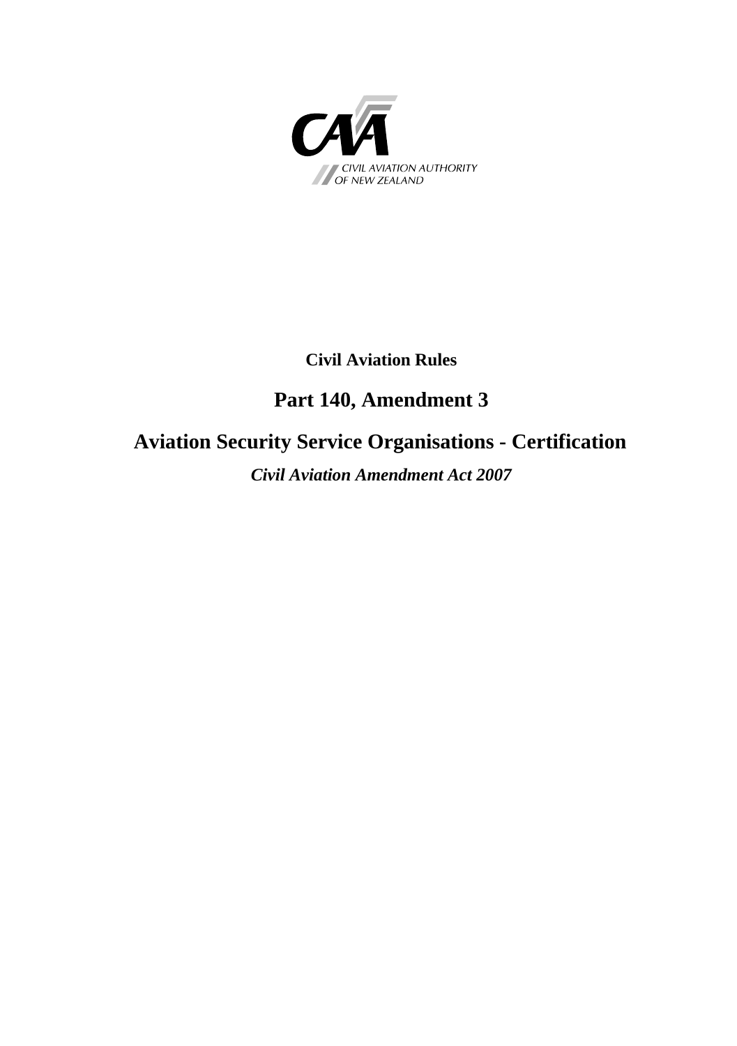CAA

CIVIL AVIATION AUTHORITY
OF NEW ZEALAND

**Civil Aviation Rules**

# Part 140, Amendment 3

# Aviation Security Service Organisations - Certification

***Civil Aviation Amendment Act 2007***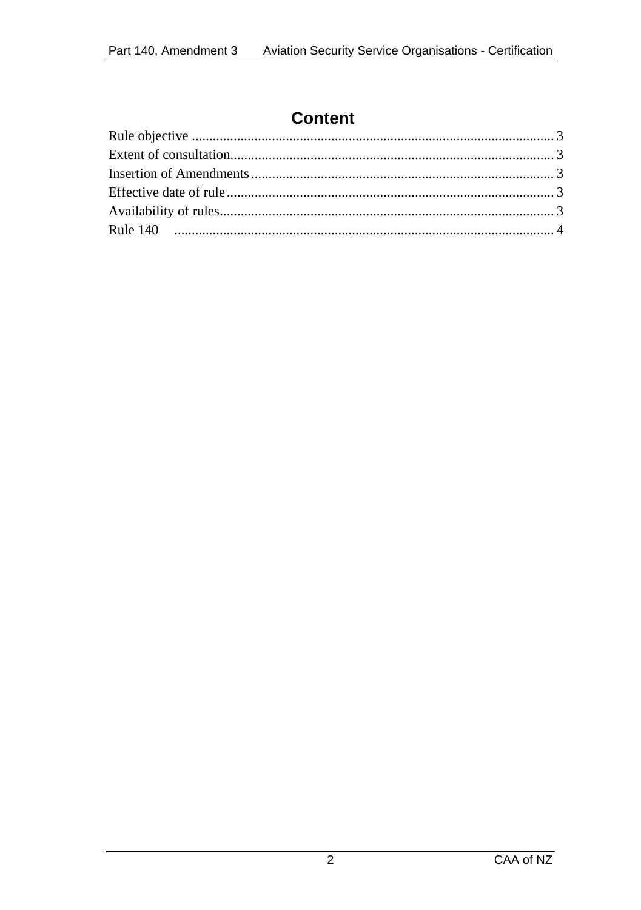# Content

Rule objective ........................................................................................................ 3
Extent of consultation.............................................................................................. 3
Insertion of Amendments ........................................................................................ 3
Effective date of rule ............................................................................................... 3
Availability of rules.................................................................................................. 3
Rule 140 ................................................................................................................. 4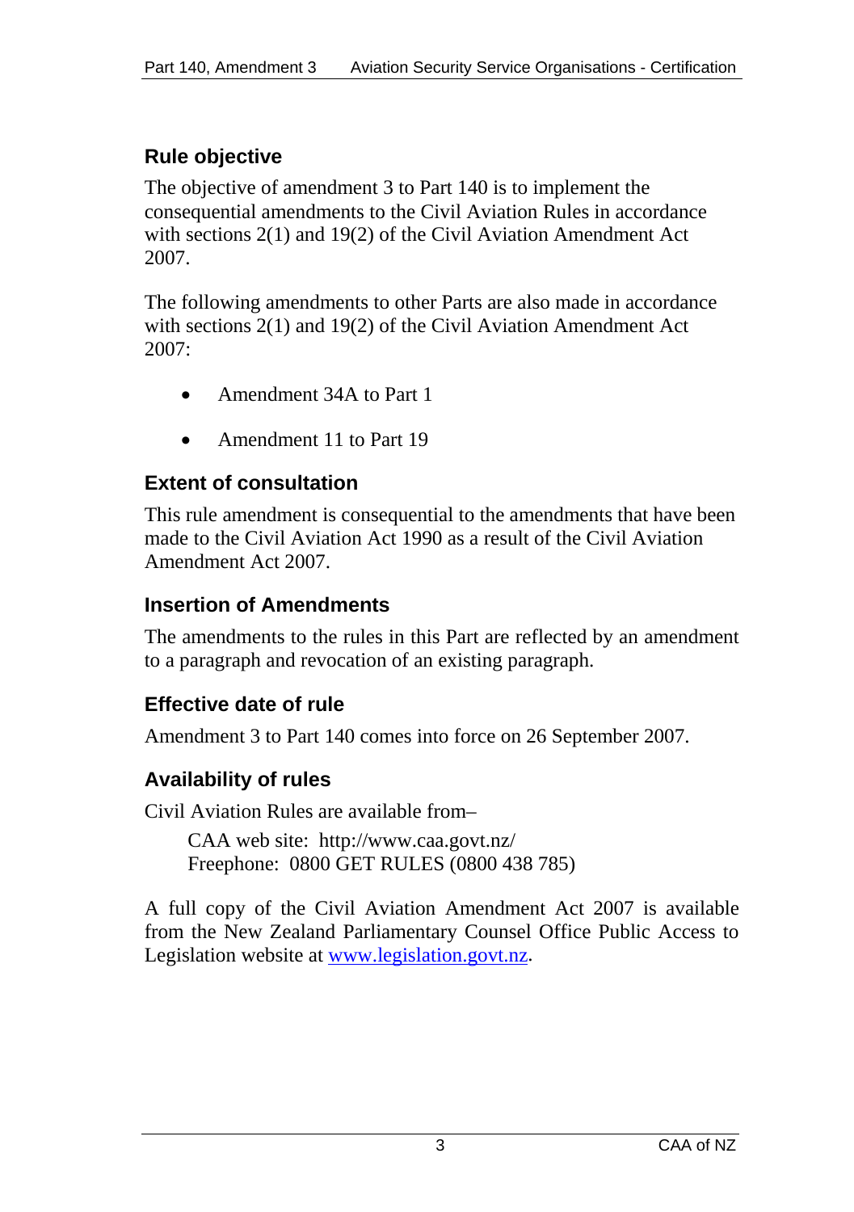## Rule objective

The objective of amendment 3 to Part 140 is to implement the consequential amendments to the Civil Aviation Rules in accordance with sections 2(1) and 19(2) of the Civil Aviation Amendment Act 2007.

The following amendments to other Parts are also made in accordance with sections 2(1) and 19(2) of the Civil Aviation Amendment Act 2007:

- Amendment 34A to Part 1
- Amendment 11 to Part 19

## Extent of consultation

This rule amendment is consequential to the amendments that have been made to the Civil Aviation Act 1990 as a result of the Civil Aviation Amendment Act 2007.

## Insertion of Amendments

The amendments to the rules in this Part are reflected by an amendment to a paragraph and revocation of an existing paragraph.

## Effective date of rule

Amendment 3 to Part 140 comes into force on 26 September 2007.

## Availability of rules

Civil Aviation Rules are available from–

CAA web site: http://www.caa.govt.nz/
Freephone: 0800 GET RULES (0800 438 785)

A full copy of the Civil Aviation Amendment Act 2007 is available from the New Zealand Parliamentary Counsel Office Public Access to Legislation website at [www.legislation.govt.nz](http://www.legislation.govt.nz).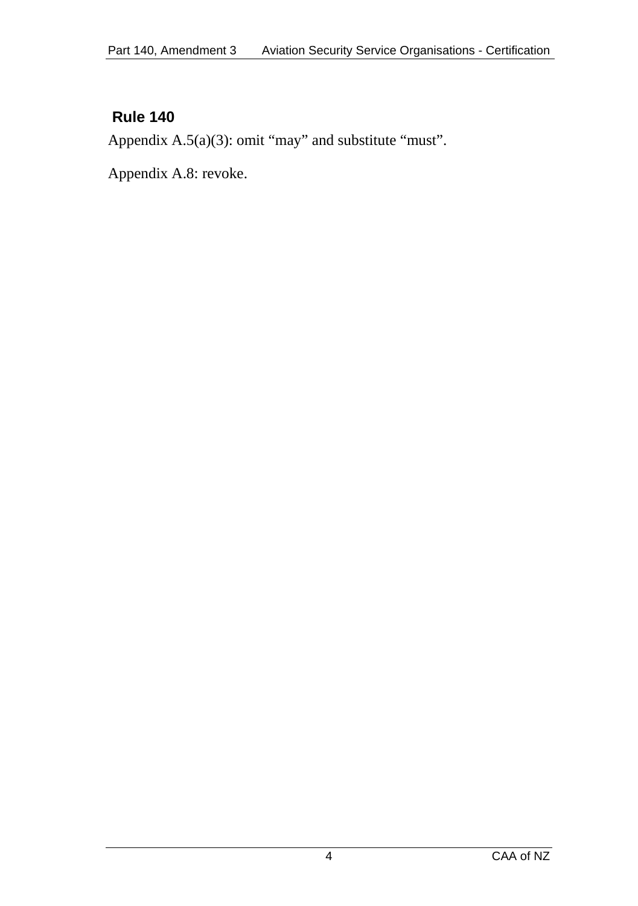## Rule 140

Appendix A.5(a)(3): omit “may” and substitute “must”.

Appendix A.8: revoke.